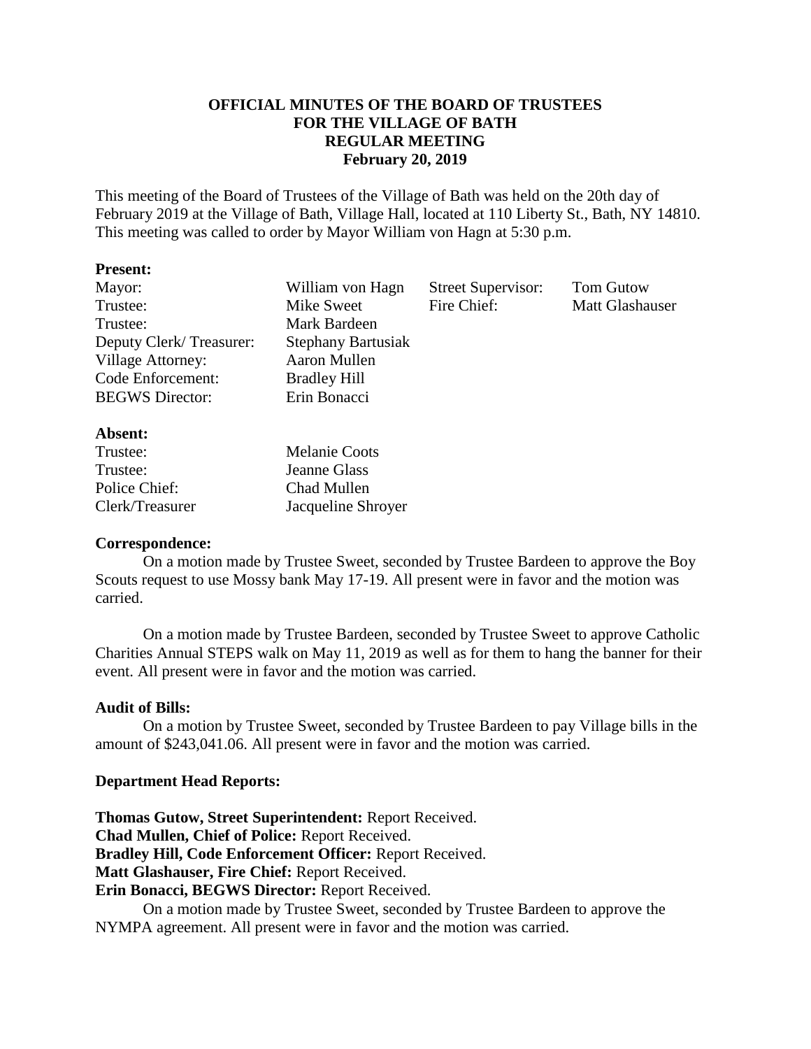# OFFICIAL MINUTES OF THE BOARD OF TRUSTEES FOR THE VILLAGE OF BATH REGULAR MEETING February 20, 2019

This meeting of the Board of Trustees of the Village of Bath was held on the 20th day of February 2019 at the Village of Bath, Village Hall, located at 110 Liberty St., Bath, NY 14810. This meeting was called to order by Mayor William von Hagn at 5:30 p.m.

**Present:**

| | | | |
|---|---|---|---|
| Mayor: | William von Hagn | Street Supervisor: | Tom Gutow |
| Trustee: | Mike Sweet | Fire Chief: | Matt Glashauser |
| Trustee: | Mark Bardeen | | |
| Deputy Clerk/ Treasurer: | Stephany Bartusiak | | |
| Village Attorney: | Aaron Mullen | | |
| Code Enforcement: | Bradley Hill | | |
| BEGWS Director: | Erin Bonacci | | |

**Absent:**

| | |
|---|---|
| Trustee: | Melanie Coots |
| Trustee: | Jeanne Glass |
| Police Chief: | Chad Mullen |
| Clerk/Treasurer | Jacqueline Shroyer |

**Correspondence:**

On a motion made by Trustee Sweet, seconded by Trustee Bardeen to approve the Boy Scouts request to use Mossy bank May 17-19. All present were in favor and the motion was carried.

On a motion made by Trustee Bardeen, seconded by Trustee Sweet to approve Catholic Charities Annual STEPS walk on May 11, 2019 as well as for them to hang the banner for their event. All present were in favor and the motion was carried.

**Audit of Bills:**

On a motion by Trustee Sweet, seconded by Trustee Bardeen to pay Village bills in the amount of $243,041.06. All present were in favor and the motion was carried.

**Department Head Reports:**

**Thomas Gutow, Street Superintendent:** Report Received.
**Chad Mullen, Chief of Police:** Report Received.
**Bradley Hill, Code Enforcement Officer:** Report Received.
**Matt Glashauser, Fire Chief:** Report Received.
**Erin Bonacci, BEGWS Director:** Report Received.

On a motion made by Trustee Sweet, seconded by Trustee Bardeen to approve the NYMPA agreement. All present were in favor and the motion was carried.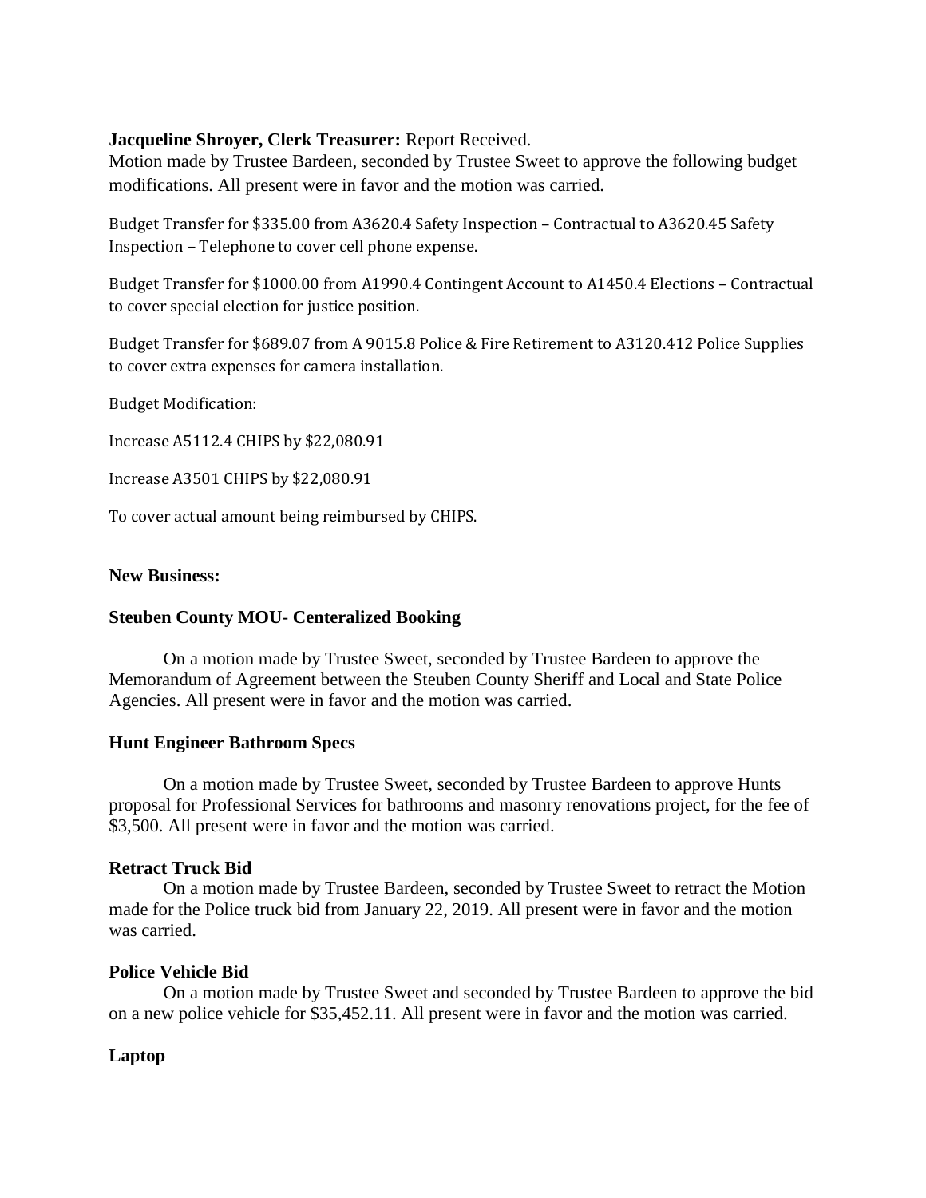**Jacqueline Shroyer, Clerk Treasurer:** Report Received.

Motion made by Trustee Bardeen, seconded by Trustee Sweet to approve the following budget modifications. All present were in favor and the motion was carried.

Budget Transfer for $335.00 from A3620.4 Safety Inspection – Contractual to A3620.45 Safety Inspection – Telephone to cover cell phone expense.

Budget Transfer for $1000.00 from A1990.4 Contingent Account to A1450.4 Elections – Contractual to cover special election for justice position.

Budget Transfer for $689.07 from A 9015.8 Police & Fire Retirement to A3120.412 Police Supplies to cover extra expenses for camera installation.

Budget Modification:

Increase A5112.4 CHIPS by $22,080.91

Increase A3501 CHIPS by $22,080.91

To cover actual amount being reimbursed by CHIPS.

**New Business:**

**Steuben County MOU- Centeralized Booking**

On a motion made by Trustee Sweet, seconded by Trustee Bardeen to approve the Memorandum of Agreement between the Steuben County Sheriff and Local and State Police Agencies. All present were in favor and the motion was carried.

**Hunt Engineer Bathroom Specs**

On a motion made by Trustee Sweet, seconded by Trustee Bardeen to approve Hunts proposal for Professional Services for bathrooms and masonry renovations project, for the fee of $3,500. All present were in favor and the motion was carried.

**Retract Truck Bid**

On a motion made by Trustee Bardeen, seconded by Trustee Sweet to retract the Motion made for the Police truck bid from January 22, 2019. All present were in favor and the motion was carried.

**Police Vehicle Bid**

On a motion made by Trustee Sweet and seconded by Trustee Bardeen to approve the bid on a new police vehicle for $35,452.11. All present were in favor and the motion was carried.

**Laptop**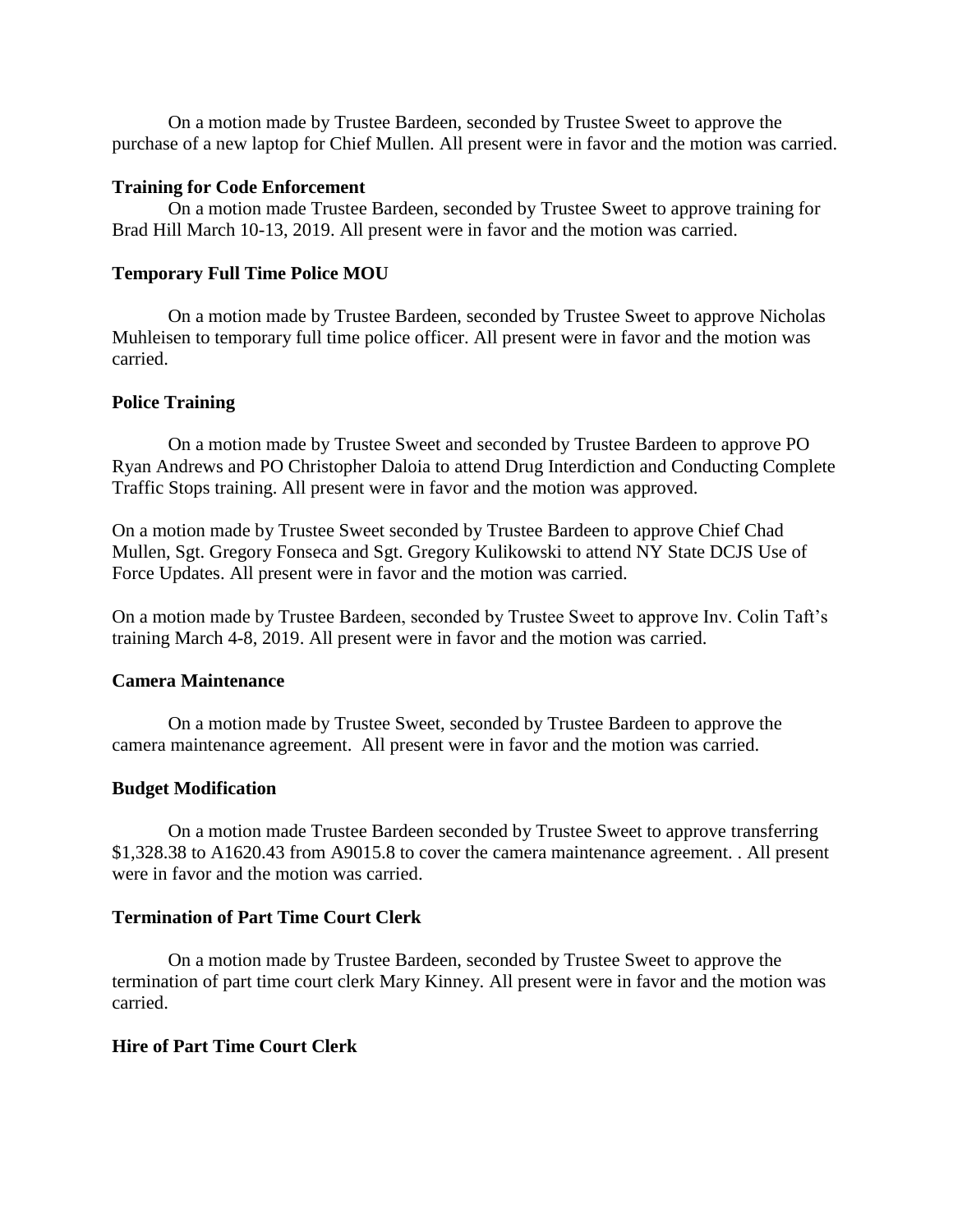On a motion made by Trustee Bardeen, seconded by Trustee Sweet to approve the purchase of a new laptop for Chief Mullen. All present were in favor and the motion was carried.

**Training for Code Enforcement**

On a motion made Trustee Bardeen, seconded by Trustee Sweet to approve training for Brad Hill March 10-13, 2019. All present were in favor and the motion was carried.

**Temporary Full Time Police MOU**

On a motion made by Trustee Bardeen, seconded by Trustee Sweet to approve Nicholas Muhleisen to temporary full time police officer. All present were in favor and the motion was carried.

**Police Training**

On a motion made by Trustee Sweet and seconded by Trustee Bardeen to approve PO Ryan Andrews and PO Christopher Daloia to attend Drug Interdiction and Conducting Complete Traffic Stops training. All present were in favor and the motion was approved.

On a motion made by Trustee Sweet seconded by Trustee Bardeen to approve Chief Chad Mullen, Sgt. Gregory Fonseca and Sgt. Gregory Kulikowski to attend NY State DCJS Use of Force Updates. All present were in favor and the motion was carried.

On a motion made by Trustee Bardeen, seconded by Trustee Sweet to approve Inv. Colin Taft's training March 4-8, 2019. All present were in favor and the motion was carried.

**Camera Maintenance**

On a motion made by Trustee Sweet, seconded by Trustee Bardeen to approve the camera maintenance agreement. All present were in favor and the motion was carried.

**Budget Modification**

On a motion made Trustee Bardeen seconded by Trustee Sweet to approve transferring \$1,328.38 to A1620.43 from A9015.8 to cover the camera maintenance agreement. . All present were in favor and the motion was carried.

**Termination of Part Time Court Clerk**

On a motion made by Trustee Bardeen, seconded by Trustee Sweet to approve the termination of part time court clerk Mary Kinney. All present were in favor and the motion was carried.

**Hire of Part Time Court Clerk**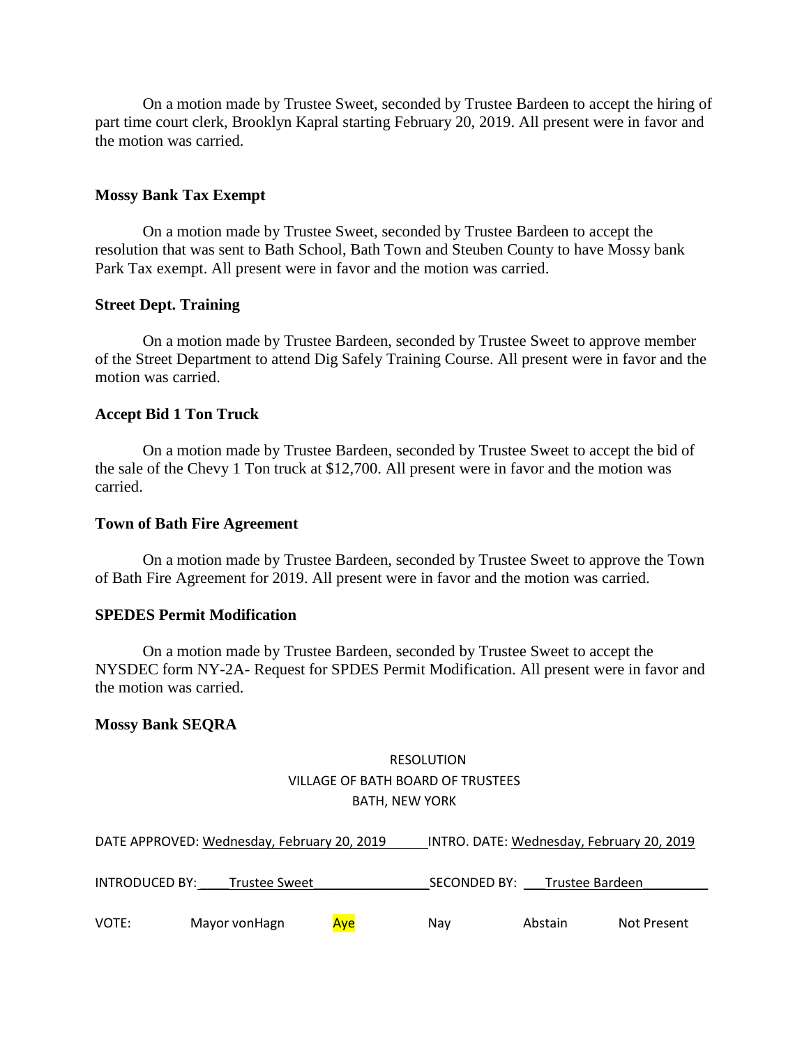On a motion made by Trustee Sweet, seconded by Trustee Bardeen to accept the hiring of part time court clerk, Brooklyn Kapral starting February 20, 2019. All present were in favor and the motion was carried.

**Mossy Bank Tax Exempt**

On a motion made by Trustee Sweet, seconded by Trustee Bardeen to accept the resolution that was sent to Bath School, Bath Town and Steuben County to have Mossy bank Park Tax exempt. All present were in favor and the motion was carried.

**Street Dept. Training**

On a motion made by Trustee Bardeen, seconded by Trustee Sweet to approve member of the Street Department to attend Dig Safely Training Course. All present were in favor and the motion was carried.

**Accept Bid 1 Ton Truck**

On a motion made by Trustee Bardeen, seconded by Trustee Sweet to accept the bid of the sale of the Chevy 1 Ton truck at $12,700. All present were in favor and the motion was carried.

**Town of Bath Fire Agreement**

On a motion made by Trustee Bardeen, seconded by Trustee Sweet to approve the Town of Bath Fire Agreement for 2019. All present were in favor and the motion was carried.

**SPEDES Permit Modification**

On a motion made by Trustee Bardeen, seconded by Trustee Sweet to accept the NYSDEC form NY-2A- Request for SPDES Permit Modification. All present were in favor and the motion was carried.

**Mossy Bank SEQRA**

RESOLUTION
VILLAGE OF BATH BOARD OF TRUSTEES
BATH, NEW YORK

DATE APPROVED: Wednesday, February 20, 2019 INTRO. DATE: Wednesday, February 20, 2019

INTRODUCED BY: Trustee Sweet SECONDED BY: Trustee Bardeen

| | | | | | |
|---|---|---|---|---|---|
| VOTE: | Mayor vonHagn | Aye | Nay | Abstain | Not Present |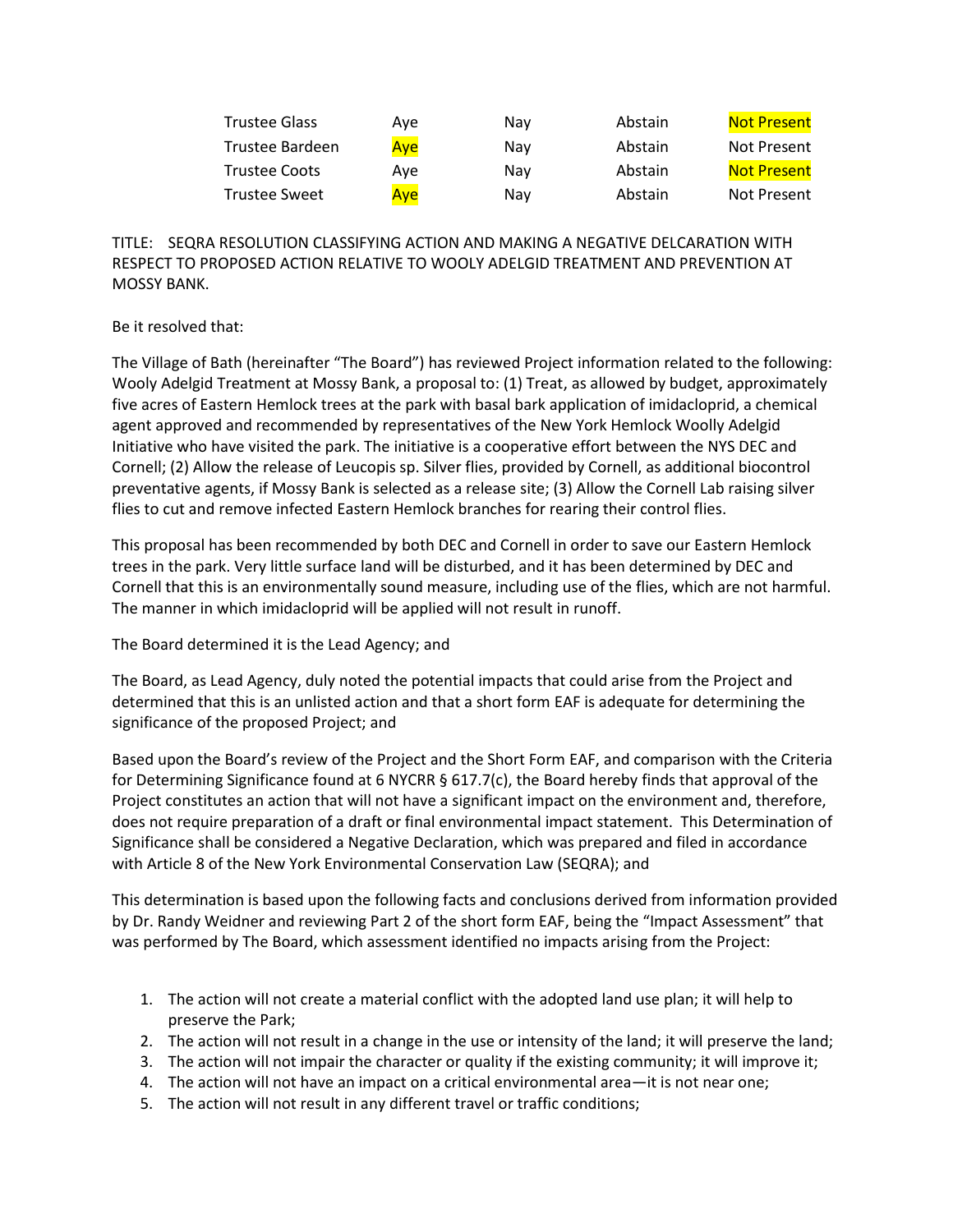| | | | | |
|---|---|---|---|---|
| Trustee Glass | Aye | Nay | Abstain | Not Present |
| Trustee Bardeen | Aye | Nay | Abstain | Not Present |
| Trustee Coots | Aye | Nay | Abstain | Not Present |
| Trustee Sweet | Aye | Nay | Abstain | Not Present |

TITLE: SEQRA RESOLUTION CLASSIFYING ACTION AND MAKING A NEGATIVE DELCARATION WITH RESPECT TO PROPOSED ACTION RELATIVE TO WOOLY ADELGID TREATMENT AND PREVENTION AT MOSSY BANK.

Be it resolved that:

The Village of Bath (hereinafter "The Board") has reviewed Project information related to the following: Wooly Adelgid Treatment at Mossy Bank, a proposal to: (1) Treat, as allowed by budget, approximately five acres of Eastern Hemlock trees at the park with basal bark application of imidacloprid, a chemical agent approved and recommended by representatives of the New York Hemlock Woolly Adelgid Initiative who have visited the park. The initiative is a cooperative effort between the NYS DEC and Cornell; (2) Allow the release of Leucopis sp. Silver flies, provided by Cornell, as additional biocontrol preventative agents, if Mossy Bank is selected as a release site; (3) Allow the Cornell Lab raising silver flies to cut and remove infected Eastern Hemlock branches for rearing their control flies.

This proposal has been recommended by both DEC and Cornell in order to save our Eastern Hemlock trees in the park. Very little surface land will be disturbed, and it has been determined by DEC and Cornell that this is an environmentally sound measure, including use of the flies, which are not harmful. The manner in which imidacloprid will be applied will not result in runoff.

The Board determined it is the Lead Agency; and

The Board, as Lead Agency, duly noted the potential impacts that could arise from the Project and determined that this is an unlisted action and that a short form EAF is adequate for determining the significance of the proposed Project; and

Based upon the Board's review of the Project and the Short Form EAF, and comparison with the Criteria for Determining Significance found at 6 NYCRR § 617.7(c), the Board hereby finds that approval of the Project constitutes an action that will not have a significant impact on the environment and, therefore, does not require preparation of a draft or final environmental impact statement. This Determination of Significance shall be considered a Negative Declaration, which was prepared and filed in accordance with Article 8 of the New York Environmental Conservation Law (SEQRA); and

This determination is based upon the following facts and conclusions derived from information provided by Dr. Randy Weidner and reviewing Part 2 of the short form EAF, being the "Impact Assessment" that was performed by The Board, which assessment identified no impacts arising from the Project:

1. The action will not create a material conflict with the adopted land use plan; it will help to preserve the Park;
2. The action will not result in a change in the use or intensity of the land; it will preserve the land;
3. The action will not impair the character or quality if the existing community; it will improve it;
4. The action will not have an impact on a critical environmental area—it is not near one;
5. The action will not result in any different travel or traffic conditions;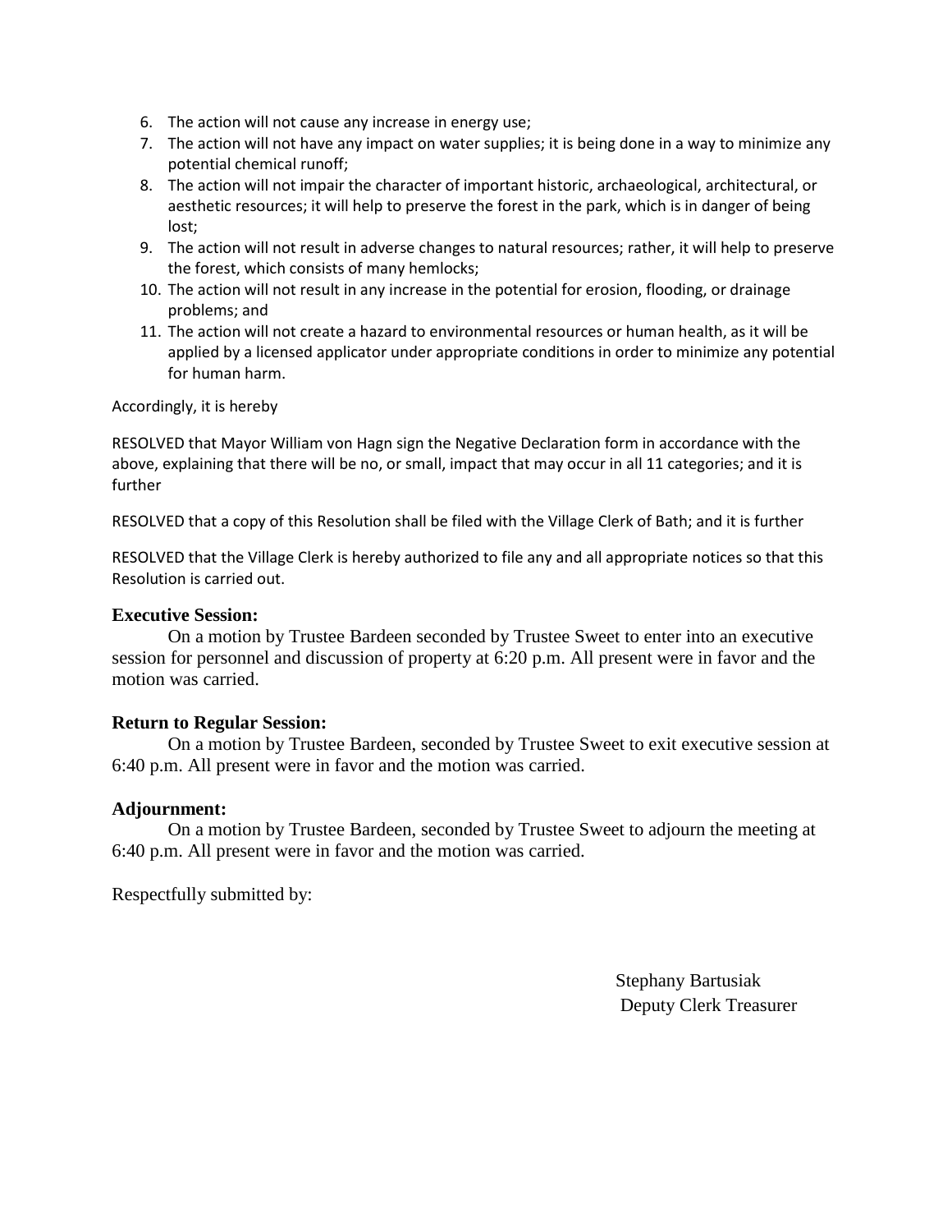6. The action will not cause any increase in energy use;
7. The action will not have any impact on water supplies; it is being done in a way to minimize any potential chemical runoff;
8. The action will not impair the character of important historic, archaeological, architectural, or aesthetic resources; it will help to preserve the forest in the park, which is in danger of being lost;
9. The action will not result in adverse changes to natural resources; rather, it will help to preserve the forest, which consists of many hemlocks;
10. The action will not result in any increase in the potential for erosion, flooding, or drainage problems; and
11. The action will not create a hazard to environmental resources or human health, as it will be applied by a licensed applicator under appropriate conditions in order to minimize any potential for human harm.

Accordingly, it is hereby

RESOLVED that Mayor William von Hagn sign the Negative Declaration form in accordance with the above, explaining that there will be no, or small, impact that may occur in all 11 categories; and it is further

RESOLVED that a copy of this Resolution shall be filed with the Village Clerk of Bath; and it is further

RESOLVED that the Village Clerk is hereby authorized to file any and all appropriate notices so that this Resolution is carried out.

**Executive Session:**

On a motion by Trustee Bardeen seconded by Trustee Sweet to enter into an executive session for personnel and discussion of property at 6:20 p.m. All present were in favor and the motion was carried.

**Return to Regular Session:**

On a motion by Trustee Bardeen, seconded by Trustee Sweet to exit executive session at 6:40 p.m. All present were in favor and the motion was carried.

**Adjournment:**

On a motion by Trustee Bardeen, seconded by Trustee Sweet to adjourn the meeting at 6:40 p.m. All present were in favor and the motion was carried.

Respectfully submitted by:

Stephany Bartusiak
Deputy Clerk Treasurer